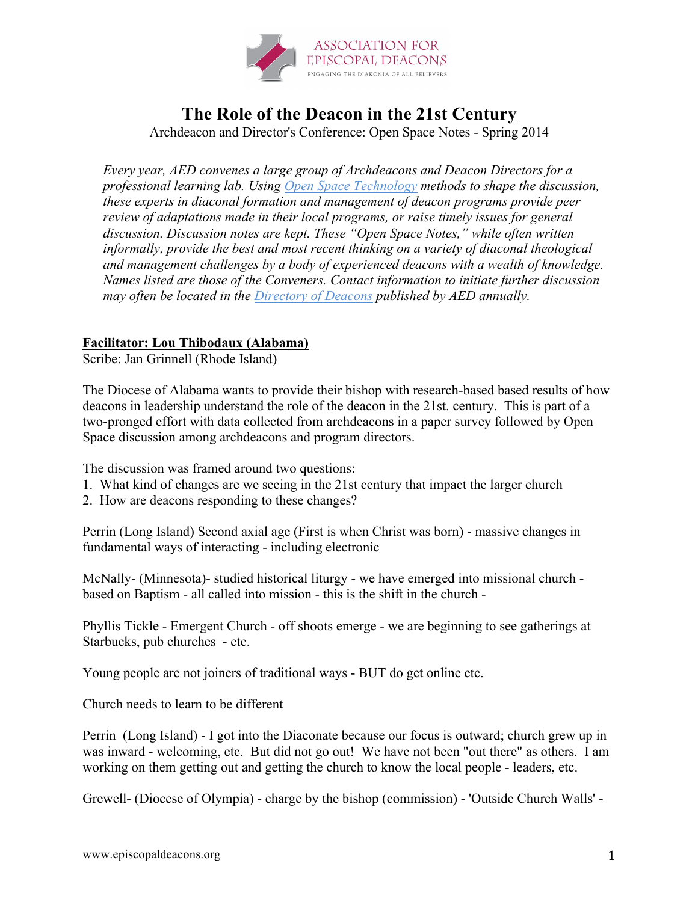ASSOCIATION FOR EPISCOPAL DEACONS
ENGAGING THE DIAKONIA OF ALL BELIEVERS

# The Role of the Deacon in the 21st Century

Archdeacon and Director's Conference: Open Space Notes - Spring 2014

*Every year, AED convenes a large group of Archdeacons and Deacon Directors for a professional learning lab. Using [Open Space Technology]() methods to shape the discussion, these experts in diaconal formation and management of deacon programs provide peer review of adaptations made in their local programs, or raise timely issues for general discussion. Discussion notes are kept. These "Open Space Notes," while often written informally, provide the best and most recent thinking on a variety of diaconal theological and management challenges by a body of experienced deacons with a wealth of knowledge. Names listed are those of the Conveners. Contact information to initiate further discussion may often be located in the [Directory of Deacons]() published by AED annually.*

**Facilitator: Lou Thibodaux (Alabama)**

Scribe: Jan Grinnell (Rhode Island)

The Diocese of Alabama wants to provide their bishop with research-based based results of how deacons in leadership understand the role of the deacon in the 21st. century. This is part of a two-pronged effort with data collected from archdeacons in a paper survey followed by Open Space discussion among archdeacons and program directors.

The discussion was framed around two questions:

1. What kind of changes are we seeing in the 21st century that impact the larger church
2. How are deacons responding to these changes?

Perrin (Long Island) Second axial age (First is when Christ was born) - massive changes in fundamental ways of interacting - including electronic

McNally- (Minnesota)- studied historical liturgy - we have emerged into missional church - based on Baptism - all called into mission - this is the shift in the church -

Phyllis Tickle - Emergent Church - off shoots emerge - we are beginning to see gatherings at Starbucks, pub churches - etc.

Young people are not joiners of traditional ways - BUT do get online etc.

Church needs to learn to be different

Perrin (Long Island) - I got into the Diaconate because our focus is outward; church grew up in was inward - welcoming, etc. But did not go out! We have not been "out there" as others. I am working on them getting out and getting the church to know the local people - leaders, etc.

Grewell- (Diocese of Olympia) - charge by the bishop (commission) - 'Outside Church Walls' -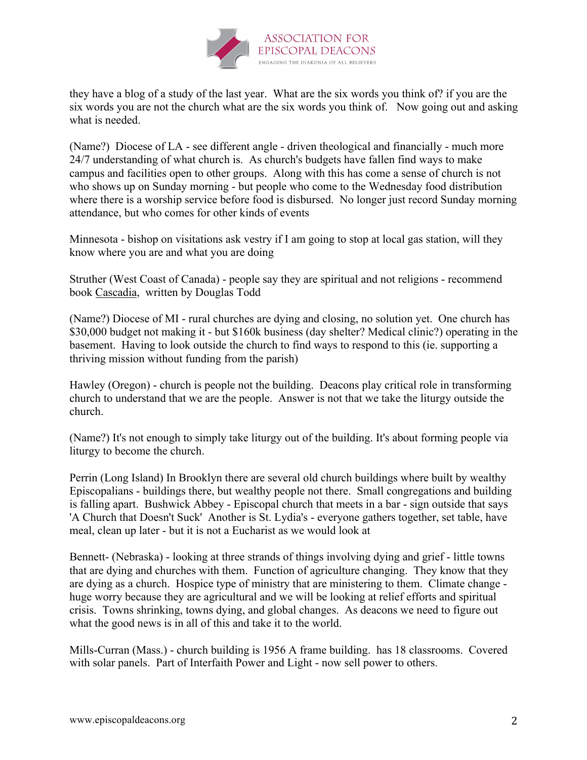they have a blog of a study of the last year. What are the six words you think of? if you are the six words you are not the church what are the six words you think of. Now going out and asking what is needed.

(Name?) Diocese of LA - see different angle - driven theological and financially - much more 24/7 understanding of what church is. As church's budgets have fallen find ways to make campus and facilities open to other groups. Along with this has come a sense of church is not who shows up on Sunday morning - but people who come to the Wednesday food distribution where there is a worship service before food is disbursed. No longer just record Sunday morning attendance, but who comes for other kinds of events

Minnesota - bishop on visitations ask vestry if I am going to stop at local gas station, will they know where you are and what you are doing

Struther (West Coast of Canada) - people say they are spiritual and not religions - recommend book Cascadia, written by Douglas Todd

(Name?) Diocese of MI - rural churches are dying and closing, no solution yet. One church has $30,000 budget not making it - but $160k business (day shelter? Medical clinic?) operating in the basement. Having to look outside the church to find ways to respond to this (ie. supporting a thriving mission without funding from the parish)

Hawley (Oregon) - church is people not the building. Deacons play critical role in transforming church to understand that we are the people. Answer is not that we take the liturgy outside the church.

(Name?) It's not enough to simply take liturgy out of the building. It's about forming people via liturgy to become the church.

Perrin (Long Island) In Brooklyn there are several old church buildings where built by wealthy Episcopalians - buildings there, but wealthy people not there. Small congregations and building is falling apart. Bushwick Abbey - Episcopal church that meets in a bar - sign outside that says 'A Church that Doesn't Suck' Another is St. Lydia's - everyone gathers together, set table, have meal, clean up later - but it is not a Eucharist as we would look at

Bennett- (Nebraska) - looking at three strands of things involving dying and grief - little towns that are dying and churches with them. Function of agriculture changing. They know that they are dying as a church. Hospice type of ministry that are ministering to them. Climate change - huge worry because they are agricultural and we will be looking at relief efforts and spiritual crisis. Towns shrinking, towns dying, and global changes. As deacons we need to figure out what the good news is in all of this and take it to the world.

Mills-Curran (Mass.) - church building is 1956 A frame building. has 18 classrooms. Covered with solar panels. Part of Interfaith Power and Light - now sell power to others.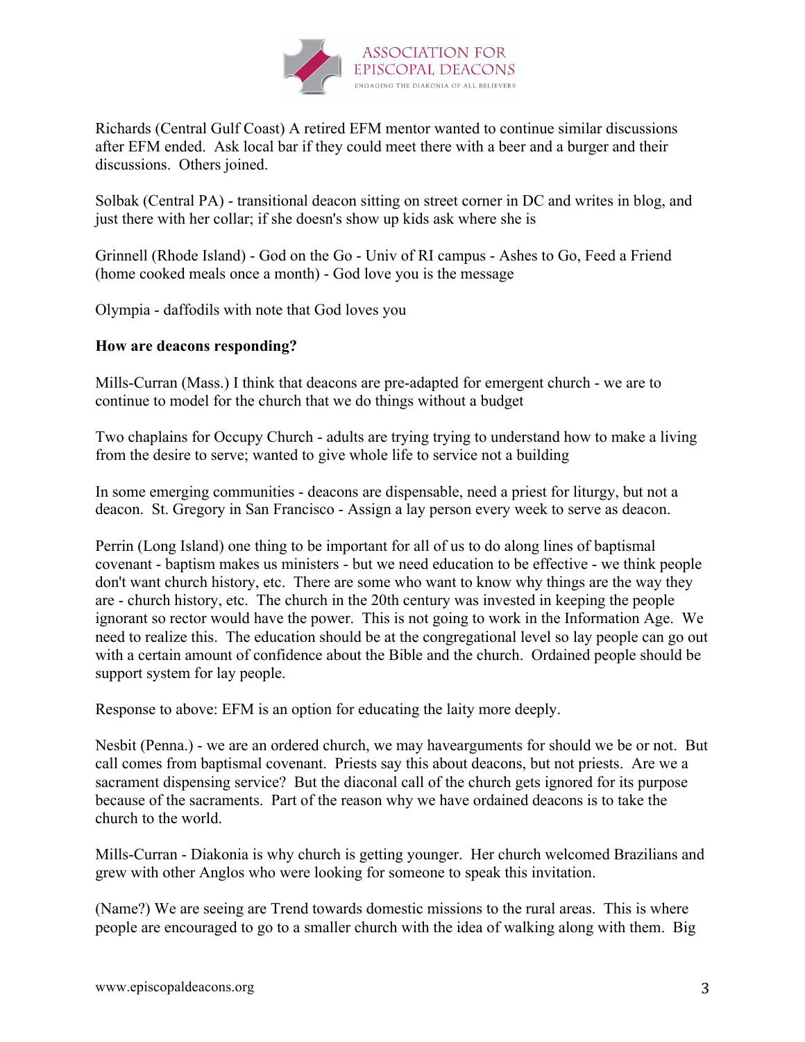Richards (Central Gulf Coast) A retired EFM mentor wanted to continue similar discussions after EFM ended. Ask local bar if they could meet there with a beer and a burger and their discussions. Others joined.

Solbak (Central PA) - transitional deacon sitting on street corner in DC and writes in blog, and just there with her collar; if she doesn's show up kids ask where she is

Grinnell (Rhode Island) - God on the Go - Univ of RI campus - Ashes to Go, Feed a Friend (home cooked meals once a month) - God love you is the message

Olympia - daffodils with note that God loves you

**How are deacons responding?**

Mills-Curran (Mass.) I think that deacons are pre-adapted for emergent church - we are to continue to model for the church that we do things without a budget

Two chaplains for Occupy Church - adults are trying trying to understand how to make a living from the desire to serve; wanted to give whole life to service not a building

In some emerging communities - deacons are dispensable, need a priest for liturgy, but not a deacon. St. Gregory in San Francisco - Assign a lay person every week to serve as deacon.

Perrin (Long Island) one thing to be important for all of us to do along lines of baptismal covenant - baptism makes us ministers - but we need education to be effective - we think people don't want church history, etc. There are some who want to know why things are the way they are - church history, etc. The church in the 20th century was invested in keeping the people ignorant so rector would have the power. This is not going to work in the Information Age. We need to realize this. The education should be at the congregational level so lay people can go out with a certain amount of confidence about the Bible and the church. Ordained people should be support system for lay people.

Response to above: EFM is an option for educating the laity more deeply.

Nesbit (Penna.) - we are an ordered church, we may havearguments for should we be or not. But call comes from baptismal covenant. Priests say this about deacons, but not priests. Are we a sacrament dispensing service? But the diaconal call of the church gets ignored for its purpose because of the sacraments. Part of the reason why we have ordained deacons is to take the church to the world.

Mills-Curran - Diakonia is why church is getting younger. Her church welcomed Brazilians and grew with other Anglos who were looking for someone to speak this invitation.

(Name?) We are seeing are Trend towards domestic missions to the rural areas. This is where people are encouraged to go to a smaller church with the idea of walking along with them. Big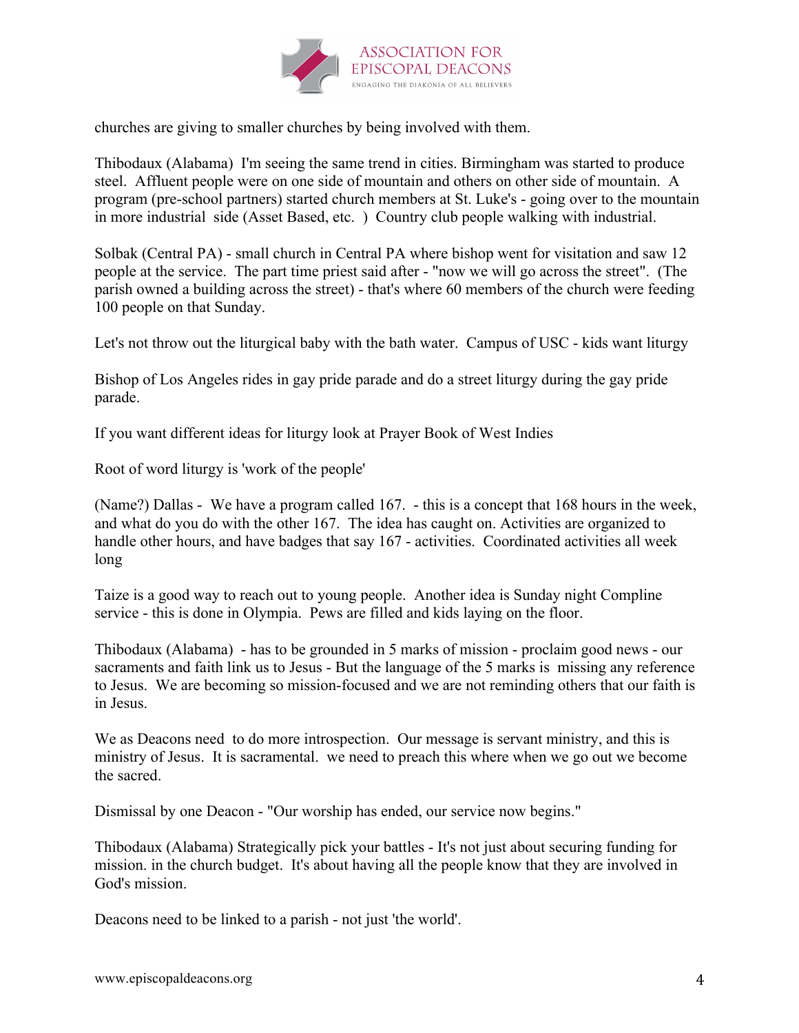churches are giving to smaller churches by being involved with them.

Thibodaux (Alabama) I'm seeing the same trend in cities. Birmingham was started to produce steel. Affluent people were on one side of mountain and others on other side of mountain. A program (pre-school partners) started church members at St. Luke's - going over to the mountain in more industrial side (Asset Based, etc. ) Country club people walking with industrial.

Solbak (Central PA) - small church in Central PA where bishop went for visitation and saw 12 people at the service. The part time priest said after - "now we will go across the street". (The parish owned a building across the street) - that's where 60 members of the church were feeding 100 people on that Sunday.

Let's not throw out the liturgical baby with the bath water. Campus of USC - kids want liturgy

Bishop of Los Angeles rides in gay pride parade and do a street liturgy during the gay pride parade.

If you want different ideas for liturgy look at Prayer Book of West Indies

Root of word liturgy is 'work of the people'

(Name?) Dallas - We have a program called 167. - this is a concept that 168 hours in the week, and what do you do with the other 167. The idea has caught on. Activities are organized to handle other hours, and have badges that say 167 - activities. Coordinated activities all week long

Taize is a good way to reach out to young people. Another idea is Sunday night Compline service - this is done in Olympia. Pews are filled and kids laying on the floor.

Thibodaux (Alabama) - has to be grounded in 5 marks of mission - proclaim good news - our sacraments and faith link us to Jesus - But the language of the 5 marks is missing any reference to Jesus. We are becoming so mission-focused and we are not reminding others that our faith is in Jesus.

We as Deacons need to do more introspection. Our message is servant ministry, and this is ministry of Jesus. It is sacramental. we need to preach this where when we go out we become the sacred.

Dismissal by one Deacon - "Our worship has ended, our service now begins."

Thibodaux (Alabama) Strategically pick your battles - It's not just about securing funding for mission. in the church budget. It's about having all the people know that they are involved in God's mission.

Deacons need to be linked to a parish - not just 'the world'.